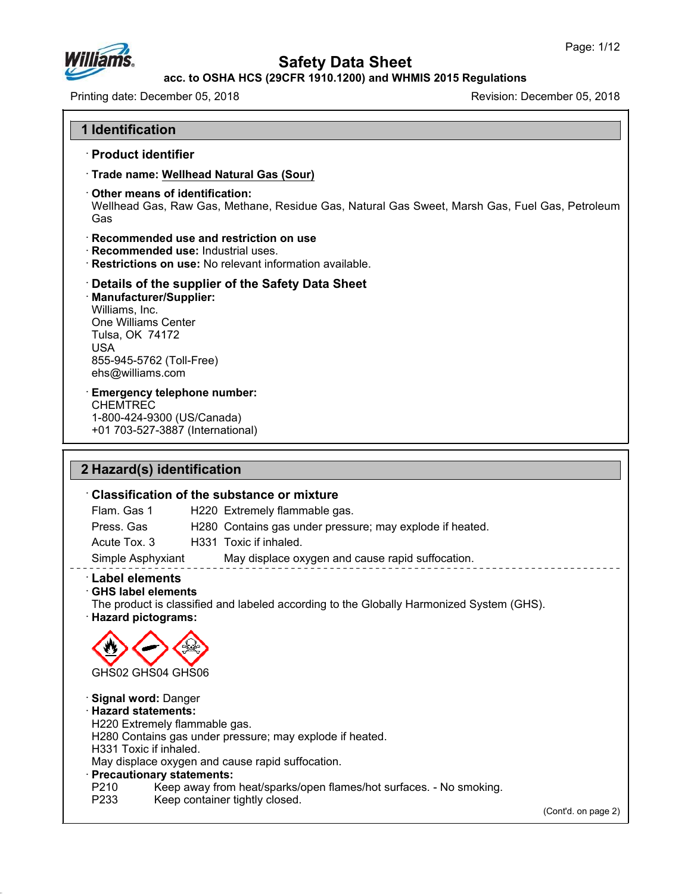# Safety Data Sheet

**acc. to OSHA HCS (29CFR 1910.1200) and WHMIS 2015 Regulations**

Printing date: December 05, 2018 | Revision: December 05, 2018

## 1 Identification

· **Product identifier**

· **Trade name:** **Wellhead Natural Gas (Sour)**

· **Other means of identification:**
Wellhead Gas, Raw Gas, Methane, Residue Gas, Natural Gas Sweet, Marsh Gas, Fuel Gas, Petroleum Gas

· **Recommended use and restriction on use**
· **Recommended use:** Industrial uses.
· **Restrictions on use:** No relevant information available.

· **Details of the supplier of the Safety Data Sheet**
· **Manufacturer/Supplier:**
Williams, Inc.
One Williams Center
Tulsa, OK 74172
USA
855-945-5762 (Toll-Free)
ehs@williams.com

· **Emergency telephone number:**
CHEMTREC
1-800-424-9300 (US/Canada)
+01 703-527-3887 (International)

## 2 Hazard(s) identification

· **Classification of the substance or mixture**

| | | |
|---|---|---|
| Flam. Gas 1 | H220 | Extremely flammable gas. |
| Press. Gas | H280 | Contains gas under pressure; may explode if heated. |
| Acute Tox. 3 | H331 | Toxic if inhaled. |
| Simple Asphyxiant | | May displace oxygen and cause rapid suffocation. |

· **Label elements**
· **GHS label elements**
The product is classified and labeled according to the Globally Harmonized System (GHS).
· **Hazard pictograms:**

GHS02 GHS04 GHS06

· **Signal word:** Danger
· **Hazard statements:**
H220 Extremely flammable gas.
H280 Contains gas under pressure; may explode if heated.
H331 Toxic if inhaled.
May displace oxygen and cause rapid suffocation.
· **Precautionary statements:**
P210 Keep away from heat/sparks/open flames/hot surfaces. - No smoking.
P233 Keep container tightly closed.

(Cont'd. on page 2)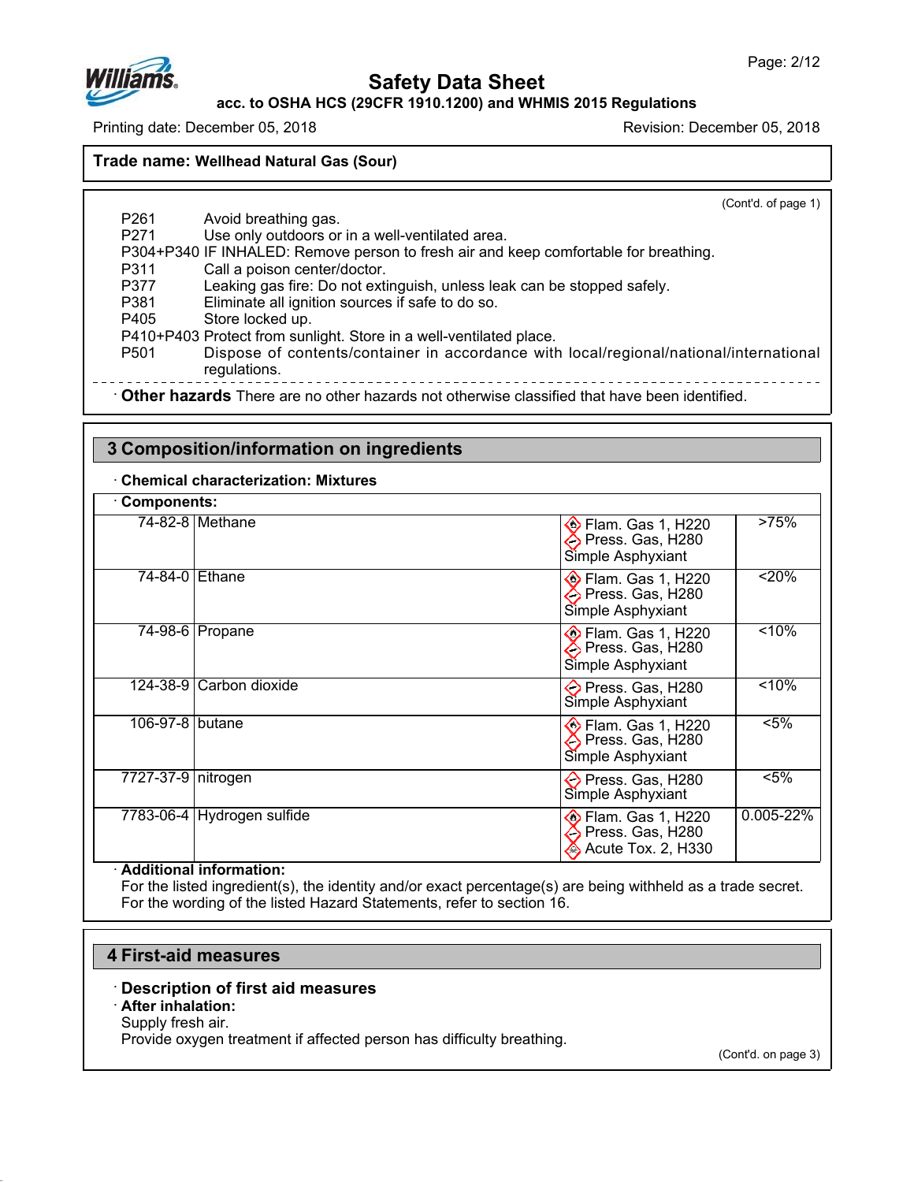Safety Data Sheet

acc. to OSHA HCS (29CFR 1910.1200) and WHMIS 2015 Regulations

Printing date: December 05, 2018 Revision: December 05, 2018

**Trade name: Wellhead Natural Gas (Sour)**

(Cont'd. of page 1)

P261 Avoid breathing gas.
P271 Use only outdoors or in a well-ventilated area.
P304+P340 IF INHALED: Remove person to fresh air and keep comfortable for breathing.
P311 Call a poison center/doctor.
P377 Leaking gas fire: Do not extinguish, unless leak can be stopped safely.
P381 Eliminate all ignition sources if safe to do so.
P405 Store locked up.
P410+P403 Protect from sunlight. Store in a well-ventilated place.
P501 Dispose of contents/container in accordance with local/regional/national/international regulations.

· **Other hazards** There are no other hazards not otherwise classified that have been identified.

## 3 Composition/information on ingredients

· **Chemical characterization: Mixtures**

· **Components:**

| CAS | Name | Classification | Concentration |
|---|---|---|---|
| 74-82-8 | Methane | Flam. Gas 1, H220; Press. Gas, H280; Simple Asphyxiant | >75% |
| 74-84-0 | Ethane | Flam. Gas 1, H220; Press. Gas, H280; Simple Asphyxiant | <20% |
| 74-98-6 | Propane | Flam. Gas 1, H220; Press. Gas, H280; Simple Asphyxiant | <10% |
| 124-38-9 | Carbon dioxide | Press. Gas, H280; Simple Asphyxiant | <10% |
| 106-97-8 | butane | Flam. Gas 1, H220; Press. Gas, H280; Simple Asphyxiant | <5% |
| 7727-37-9 | nitrogen | Press. Gas, H280; Simple Asphyxiant | <5% |
| 7783-06-4 | Hydrogen sulfide | Flam. Gas 1, H220; Press. Gas, H280; Acute Tox. 2, H330 | 0.005-22% |

· **Additional information:**
For the listed ingredient(s), the identity and/or exact percentage(s) are being withheld as a trade secret.
For the wording of the listed Hazard Statements, refer to section 16.

## 4 First-aid measures

· **Description of first aid measures**
· **After inhalation:**
Supply fresh air.
Provide oxygen treatment if affected person has difficulty breathing.

(Cont'd. on page 3)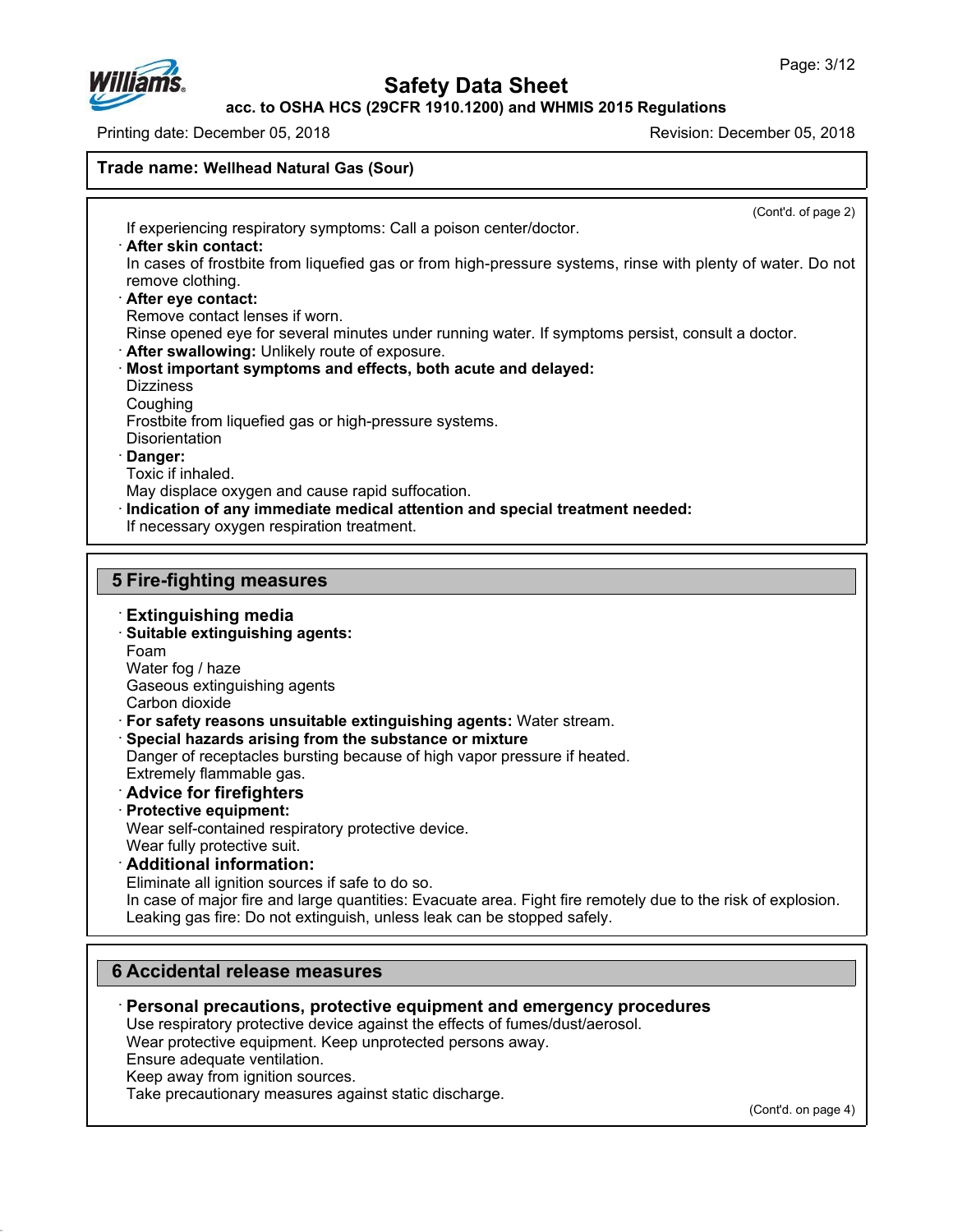**Trade name: Wellhead Natural Gas (Sour)**

(Cont'd. of page 2)

If experiencing respiratory symptoms: Call a poison center/doctor.

· **After skin contact:**
In cases of frostbite from liquefied gas or from high-pressure systems, rinse with plenty of water. Do not remove clothing.

· **After eye contact:**
Remove contact lenses if worn.
Rinse opened eye for several minutes under running water. If symptoms persist, consult a doctor.

· **After swallowing:** Unlikely route of exposure.

· **Most important symptoms and effects, both acute and delayed:**
Dizziness
Coughing
Frostbite from liquefied gas or high-pressure systems.
Disorientation

· **Danger:**
Toxic if inhaled.
May displace oxygen and cause rapid suffocation.

· **Indication of any immediate medical attention and special treatment needed:**
If necessary oxygen respiration treatment.

## 5 Fire-fighting measures

· **Extinguishing media**

· **Suitable extinguishing agents:**
Foam
Water fog / haze
Gaseous extinguishing agents
Carbon dioxide

· **For safety reasons unsuitable extinguishing agents:** Water stream.

· **Special hazards arising from the substance or mixture**
Danger of receptacles bursting because of high vapor pressure if heated.
Extremely flammable gas.

· **Advice for firefighters**

· **Protective equipment:**
Wear self-contained respiratory protective device.
Wear fully protective suit.

· **Additional information:**
Eliminate all ignition sources if safe to do so.
In case of major fire and large quantities: Evacuate area. Fight fire remotely due to the risk of explosion.
Leaking gas fire: Do not extinguish, unless leak can be stopped safely.

## 6 Accidental release measures

· **Personal precautions, protective equipment and emergency procedures**
Use respiratory protective device against the effects of fumes/dust/aerosol.
Wear protective equipment. Keep unprotected persons away.
Ensure adequate ventilation.
Keep away from ignition sources.
Take precautionary measures against static discharge.

(Cont'd. on page 4)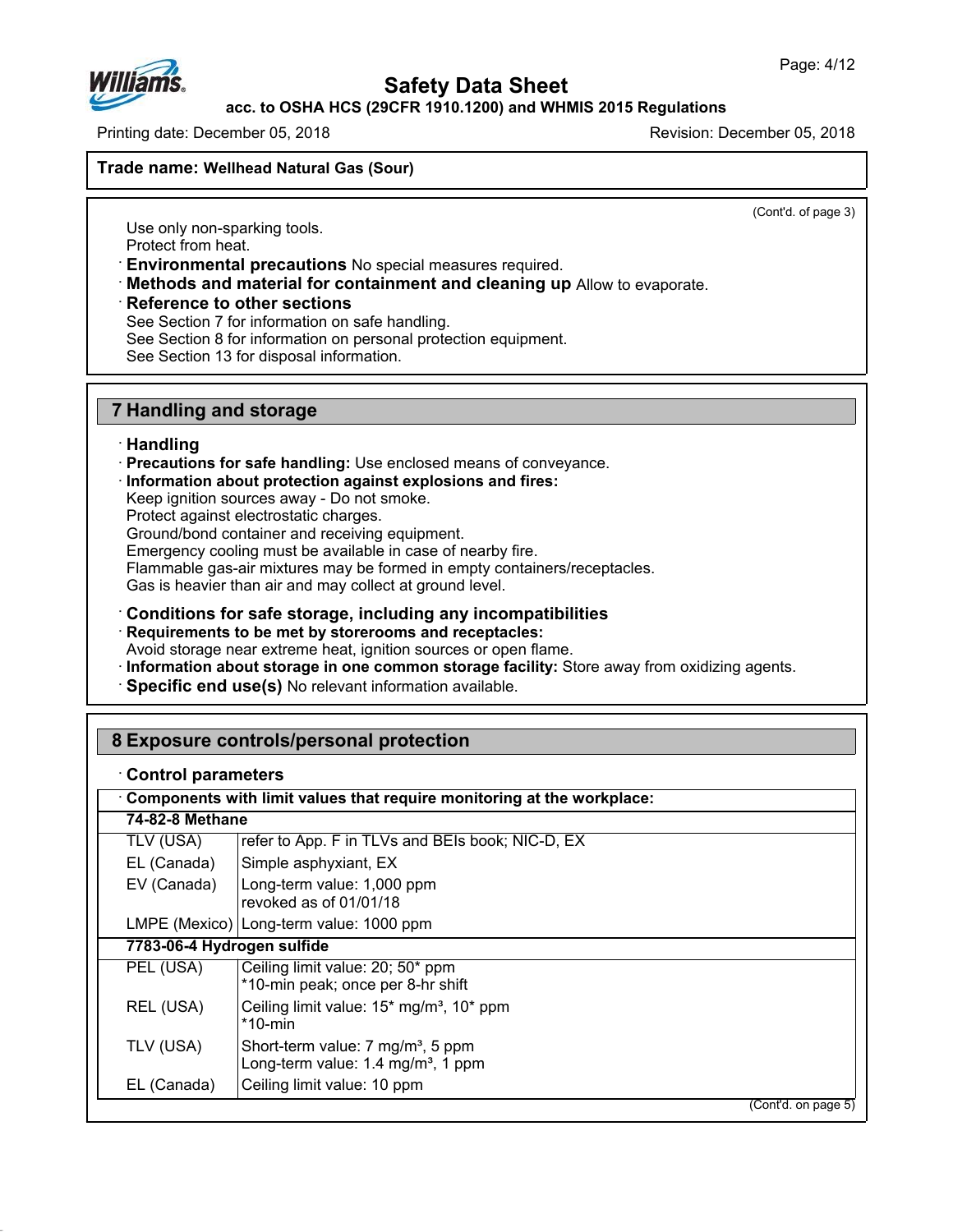**Trade name: Wellhead Natural Gas (Sour)**

(Cont'd. of page 3)

Use only non-sparking tools.
Protect from heat.

· **Environmental precautions** No special measures required.

· **Methods and material for containment and cleaning up** Allow to evaporate.

· **Reference to other sections**
See Section 7 for information on safe handling.
See Section 8 for information on personal protection equipment.
See Section 13 for disposal information.

## 7 Handling and storage

· **Handling**

· **Precautions for safe handling:** Use enclosed means of conveyance.

· **Information about protection against explosions and fires:**
Keep ignition sources away - Do not smoke.
Protect against electrostatic charges.
Ground/bond container and receiving equipment.
Emergency cooling must be available in case of nearby fire.
Flammable gas-air mixtures may be formed in empty containers/receptacles.
Gas is heavier than air and may collect at ground level.

· **Conditions for safe storage, including any incompatibilities**

· **Requirements to be met by storerooms and receptacles:**
Avoid storage near extreme heat, ignition sources or open flame.

· **Information about storage in one common storage facility:** Store away from oxidizing agents.

· **Specific end use(s)** No relevant information available.

## 8 Exposure controls/personal protection

· **Control parameters**

| · **Components with limit values that require monitoring at the workplace:** | |
|---|---|
| **74-82-8 Methane** | |
| TLV (USA) | refer to App. F in TLVs and BEIs book; NIC-D, EX |
| EL (Canada) | Simple asphyxiant, EX |
| EV (Canada) | Long-term value: 1,000 ppm<br>revoked as of 01/01/18 |
| LMPE (Mexico) | Long-term value: 1000 ppm |
| **7783-06-4 Hydrogen sulfide** | |
| PEL (USA) | Ceiling limit value: 20; 50* ppm<br>*10-min peak; once per 8-hr shift |
| REL (USA) | Ceiling limit value: 15* mg/m³, 10* ppm<br>*10-min |
| TLV (USA) | Short-term value: 7 mg/m³, 5 ppm<br>Long-term value: 1.4 mg/m³, 1 ppm |
| EL (Canada) | Ceiling limit value: 10 ppm |

(Cont'd. on page 5)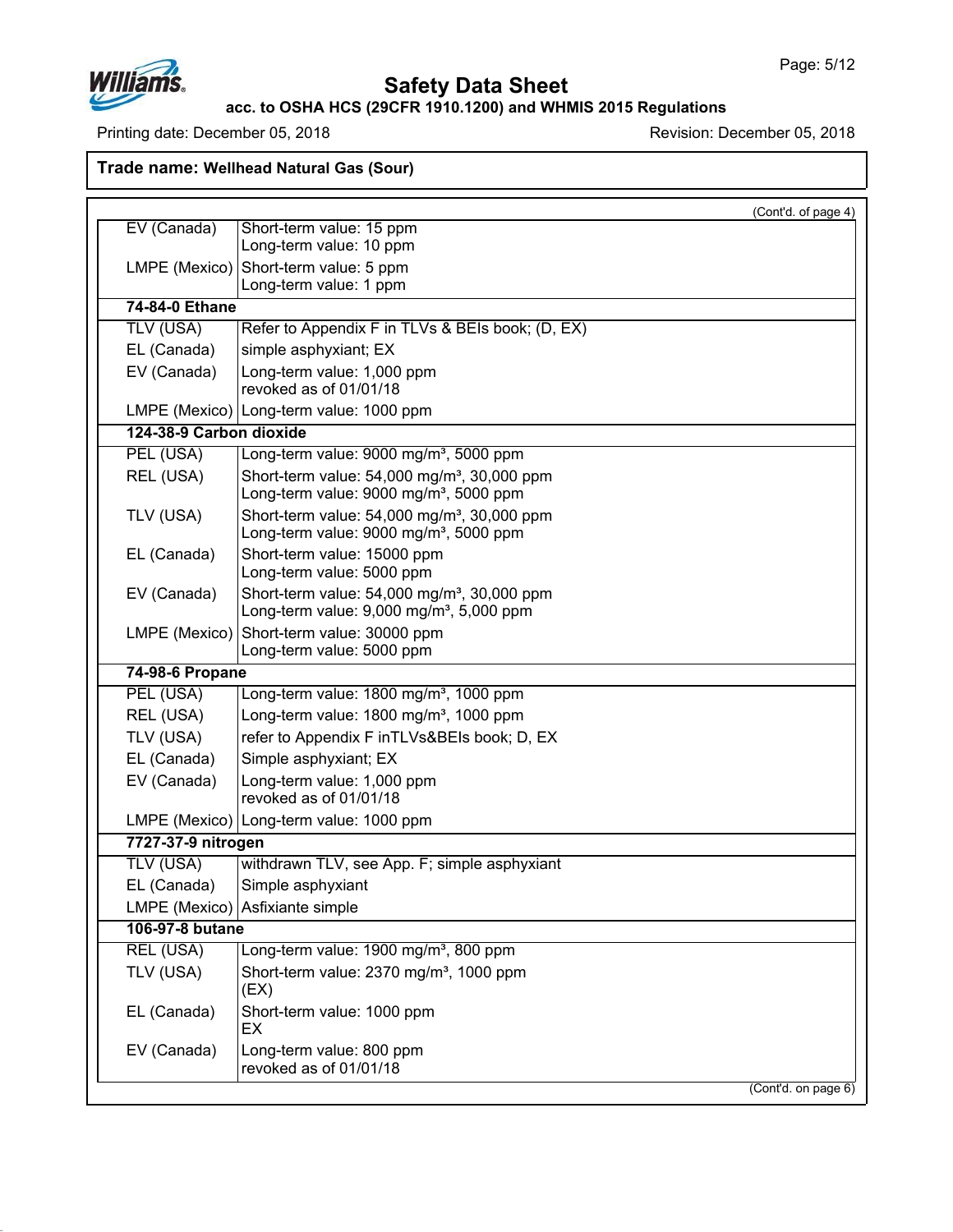**Trade name: Wellhead Natural Gas (Sour)**

(Cont'd. of page 4)

| | |
|---|---|
| EV (Canada) | Short-term value: 15 ppm<br>Long-term value: 10 ppm |
| LMPE (Mexico) | Short-term value: 5 ppm<br>Long-term value: 1 ppm |
| **74-84-0 Ethane** | |
| TLV (USA) | Refer to Appendix F in TLVs & BEIs book; (D, EX) |
| EL (Canada) | simple asphyxiant; EX |
| EV (Canada) | Long-term value: 1,000 ppm<br>revoked as of 01/01/18 |
| LMPE (Mexico) | Long-term value: 1000 ppm |
| **124-38-9 Carbon dioxide** | |
| PEL (USA) | Long-term value: 9000 mg/m³, 5000 ppm |
| REL (USA) | Short-term value: 54,000 mg/m³, 30,000 ppm<br>Long-term value: 9000 mg/m³, 5000 ppm |
| TLV (USA) | Short-term value: 54,000 mg/m³, 30,000 ppm<br>Long-term value: 9000 mg/m³, 5000 ppm |
| EL (Canada) | Short-term value: 15000 ppm<br>Long-term value: 5000 ppm |
| EV (Canada) | Short-term value: 54,000 mg/m³, 30,000 ppm<br>Long-term value: 9,000 mg/m³, 5,000 ppm |
| LMPE (Mexico) | Short-term value: 30000 ppm<br>Long-term value: 5000 ppm |
| **74-98-6 Propane** | |
| PEL (USA) | Long-term value: 1800 mg/m³, 1000 ppm |
| REL (USA) | Long-term value: 1800 mg/m³, 1000 ppm |
| TLV (USA) | refer to Appendix F inTLVs&BEIs book; D, EX |
| EL (Canada) | Simple asphyxiant; EX |
| EV (Canada) | Long-term value: 1,000 ppm<br>revoked as of 01/01/18 |
| LMPE (Mexico) | Long-term value: 1000 ppm |
| **7727-37-9 nitrogen** | |
| TLV (USA) | withdrawn TLV, see App. F; simple asphyxiant |
| EL (Canada) | Simple asphyxiant |
| LMPE (Mexico) | Asfixiante simple |
| **106-97-8 butane** | |
| REL (USA) | Long-term value: 1900 mg/m³, 800 ppm |
| TLV (USA) | Short-term value: 2370 mg/m³, 1000 ppm<br>(EX) |
| EL (Canada) | Short-term value: 1000 ppm<br>EX |
| EV (Canada) | Long-term value: 800 ppm<br>revoked as of 01/01/18 |

(Cont'd. on page 6)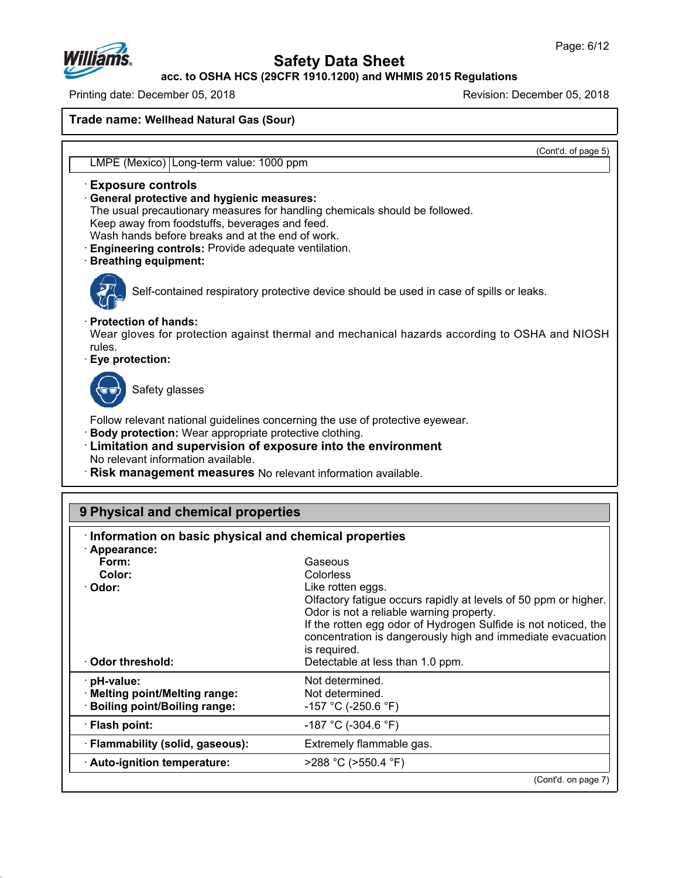Trade name: **Wellhead Natural Gas (Sour)**

(Cont'd. of page 5)

| LMPE (Mexico) | Long-term value: 1000 ppm |
|---|---|

· **Exposure controls**

· **General protective and hygienic measures:**
The usual precautionary measures for handling chemicals should be followed.
Keep away from foodstuffs, beverages and feed.
Wash hands before breaks and at the end of work.

· **Engineering controls:** Provide adequate ventilation.

· **Breathing equipment:**

Self-contained respiratory protective device should be used in case of spills or leaks.

· **Protection of hands:**
Wear gloves for protection against thermal and mechanical hazards according to OSHA and NIOSH rules.

· **Eye protection:**

Safety glasses

Follow relevant national guidelines concerning the use of protective eyewear.

· **Body protection:** Wear appropriate protective clothing.

· **Limitation and supervision of exposure into the environment**
No relevant information available.

· **Risk management measures** No relevant information available.

## 9 Physical and chemical properties

· **Information on basic physical and chemical properties**

| · **Appearance:** | |
|---|---|
| **Form:** | Gaseous |
| **Color:** | Colorless |
| · **Odor:** | Like rotten eggs. Olfactory fatigue occurs rapidly at levels of 50 ppm or higher. Odor is not a reliable warning property. If the rotten egg odor of Hydrogen Sulfide is not noticed, the concentration is dangerously high and immediate evacuation is required. |
| · **Odor threshold:** | Detectable at less than 1.0 ppm. |
| · **pH-value:** | Not determined. |
| · **Melting point/Melting range:** | Not determined. |
| · **Boiling point/Boiling range:** | -157 °C (-250.6 °F) |
| · **Flash point:** | -187 °C (-304.6 °F) |
| · **Flammability (solid, gaseous):** | Extremely flammable gas. |
| · **Auto-ignition temperature:** | >288 °C (>550.4 °F) |

(Cont'd. on page 7)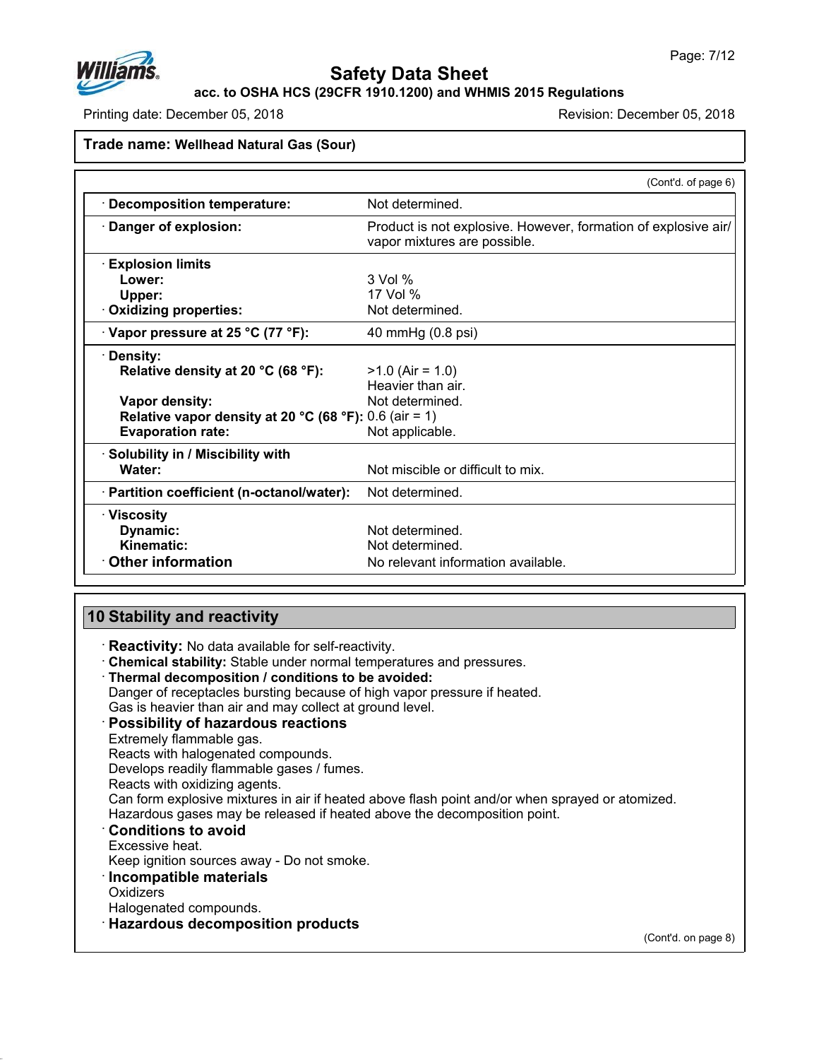**Trade name: Wellhead Natural Gas (Sour)**

(Cont'd. of page 6)

| | |
|---|---|
| · **Decomposition temperature:** | Not determined. |
| · **Danger of explosion:** | Product is not explosive. However, formation of explosive air/vapor mixtures are possible. |
| · **Explosion limits** | |
| **Lower:** | 3 Vol % |
| **Upper:** | 17 Vol % |
| · **Oxidizing properties:** | Not determined. |
| · **Vapor pressure at 25 °C (77 °F):** | 40 mmHg (0.8 psi) |
| · **Density:** | |
| **Relative density at 20 °C (68 °F):** | >1.0 (Air = 1.0) Heavier than air. |
| **Vapor density:** | Not determined. |
| **Relative vapor density at 20 °C (68 °F):** | 0.6 (air = 1) |
| **Evaporation rate:** | Not applicable. |
| · **Solubility in / Miscibility with** | |
| **Water:** | Not miscible or difficult to mix. |
| · **Partition coefficient (n-octanol/water):** | Not determined. |
| · **Viscosity** | |
| **Dynamic:** | Not determined. |
| **Kinematic:** | Not determined. |
| · **Other information** | No relevant information available. |

## 10 Stability and reactivity

· **Reactivity:** No data available for self-reactivity.
· **Chemical stability:** Stable under normal temperatures and pressures.
· **Thermal decomposition / conditions to be avoided:**
Danger of receptacles bursting because of high vapor pressure if heated.
Gas is heavier than air and may collect at ground level.
· **Possibility of hazardous reactions**
Extremely flammable gas.
Reacts with halogenated compounds.
Develops readily flammable gases / fumes.
Reacts with oxidizing agents.
Can form explosive mixtures in air if heated above flash point and/or when sprayed or atomized.
Hazardous gases may be released if heated above the decomposition point.
· **Conditions to avoid**
Excessive heat.
Keep ignition sources away - Do not smoke.
· **Incompatible materials**
Oxidizers
Halogenated compounds.
· **Hazardous decomposition products**

(Cont'd. on page 8)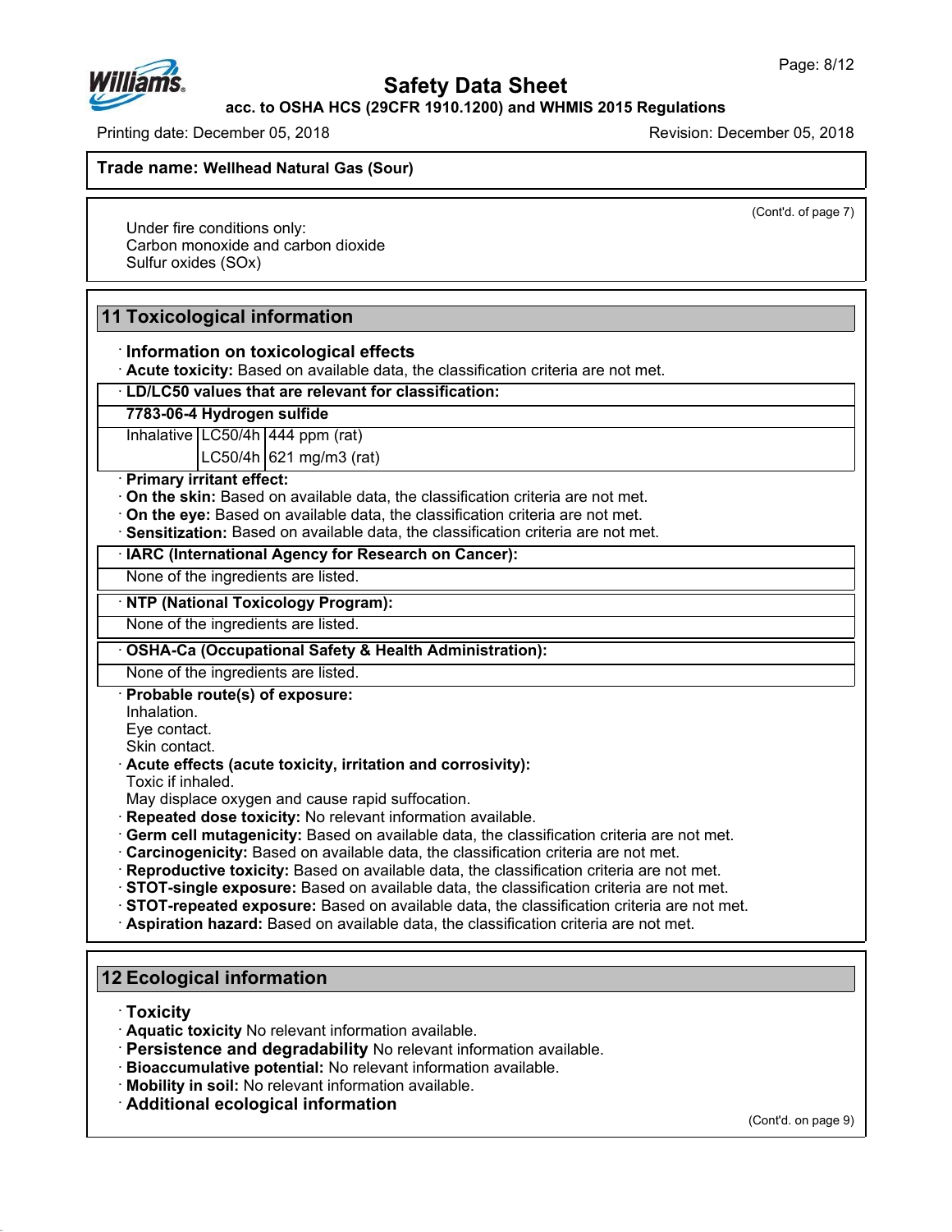**Trade name: Wellhead Natural Gas (Sour)**

(Cont'd. of page 7)

Under fire conditions only:
Carbon monoxide and carbon dioxide
Sulfur oxides (SOx)

## 11 Toxicological information

· **Information on toxicological effects**

· **Acute toxicity:** Based on available data, the classification criteria are not met.

· **LD/LC50 values that are relevant for classification:**

**7783-06-4 Hydrogen sulfide**

| | | |
|---|---|---|
| Inhalative | LC50/4h | 444 ppm (rat) |
| | LC50/4h | 621 mg/m3 (rat) |

· **Primary irritant effect:**

· **On the skin:** Based on available data, the classification criteria are not met.

· **On the eye:** Based on available data, the classification criteria are not met.

· **Sensitization:** Based on available data, the classification criteria are not met.

· **IARC (International Agency for Research on Cancer):**

None of the ingredients are listed.

· **NTP (National Toxicology Program):**

None of the ingredients are listed.

· **OSHA-Ca (Occupational Safety & Health Administration):**

None of the ingredients are listed.

· **Probable route(s) of exposure:**
Inhalation.
Eye contact.
Skin contact.

· **Acute effects (acute toxicity, irritation and corrosivity):**
Toxic if inhaled.
May displace oxygen and cause rapid suffocation.

· **Repeated dose toxicity:** No relevant information available.

· **Germ cell mutagenicity:** Based on available data, the classification criteria are not met.

· **Carcinogenicity:** Based on available data, the classification criteria are not met.

· **Reproductive toxicity:** Based on available data, the classification criteria are not met.

· **STOT-single exposure:** Based on available data, the classification criteria are not met.

· **STOT-repeated exposure:** Based on available data, the classification criteria are not met.

· **Aspiration hazard:** Based on available data, the classification criteria are not met.

## 12 Ecological information

· **Toxicity**

· **Aquatic toxicity** No relevant information available.

· **Persistence and degradability** No relevant information available.

· **Bioaccumulative potential:** No relevant information available.

· **Mobility in soil:** No relevant information available.

· **Additional ecological information**

(Cont'd. on page 9)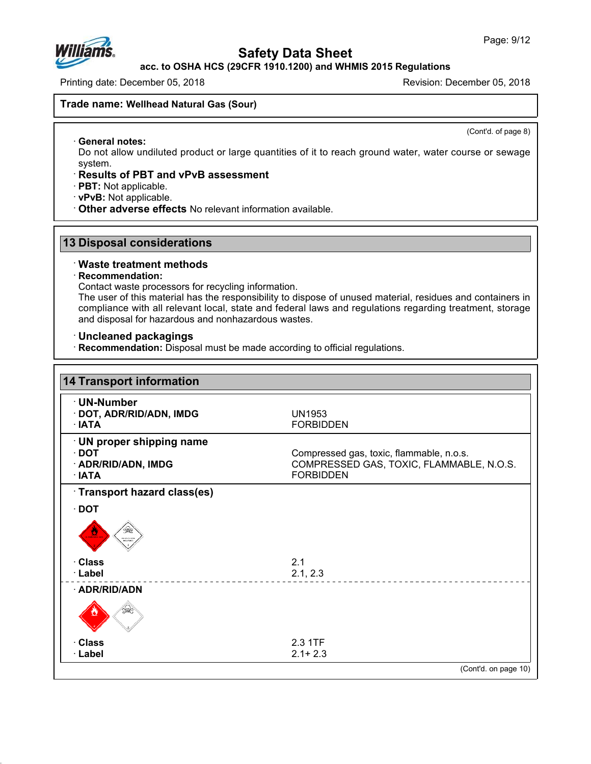Safety Data Sheet

acc. to OSHA HCS (29CFR 1910.1200) and WHMIS 2015 Regulations

Printing date: December 05, 2018 | Revision: December 05, 2018

**Trade name: Wellhead Natural Gas (Sour)**

(Cont'd. of page 8)

· **General notes:**
Do not allow undiluted product or large quantities of it to reach ground water, water course or sewage system.

· **Results of PBT and vPvB assessment**
· **PBT:** Not applicable.
· **vPvB:** Not applicable.
· **Other adverse effects** No relevant information available.

## 13 Disposal considerations

· **Waste treatment methods**
· **Recommendation:**
Contact waste processors for recycling information.
The user of this material has the responsibility to dispose of unused material, residues and containers in compliance with all relevant local, state and federal laws and regulations regarding treatment, storage and disposal for hazardous and nonhazardous wastes.

· **Uncleaned packagings**
· **Recommendation:** Disposal must be made according to official regulations.

## 14 Transport information

· **UN-Number**

| | |
|---|---|
| · **DOT, ADR/RID/ADN, IMDG** | UN1953 |
| · **IATA** | FORBIDDEN |

· **UN proper shipping name**

| | |
|---|---|
| · **DOT** | Compressed gas, toxic, flammable, n.o.s. |
| · **ADR/RID/ADN, IMDG** | COMPRESSED GAS, TOXIC, FLAMMABLE, N.O.S. |
| · **IATA** | FORBIDDEN |

· **Transport hazard class(es)**

· **DOT**

| | |
|---|---|
| · **Class** | 2.1 |
| · **Label** | 2.1, 2.3 |

· **ADR/RID/ADN**

| | |
|---|---|
| · **Class** | 2.3 1TF |
| · **Label** | 2.1+ 2.3 |

(Cont'd. on page 10)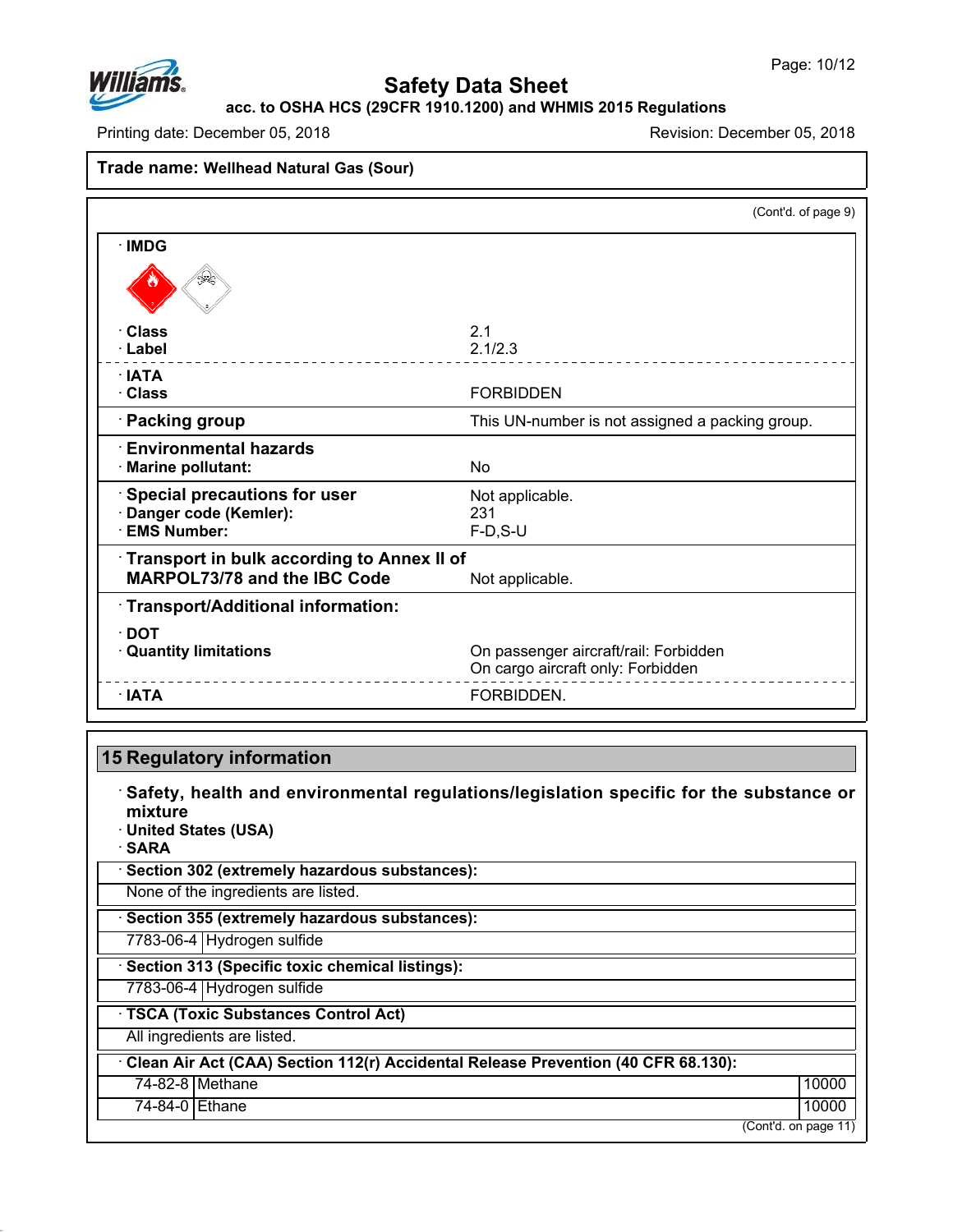**Trade name: Wellhead Natural Gas (Sour)**

(Cont'd. of page 9)

· **IMDG**

| | |
|---|---|
| · **Class** | 2.1 |
| · **Label** | 2.1/2.3 |
| · **IATA** | |
| · **Class** | FORBIDDEN |
| · **Packing group** | This UN-number is not assigned a packing group. |
| · **Environmental hazards** | |
| · **Marine pollutant:** | No |
| · **Special precautions for user** | Not applicable. |
| · **Danger code (Kemler):** | 231 |
| · **EMS Number:** | F-D,S-U |
| · **Transport in bulk according to Annex II of MARPOL73/78 and the IBC Code** | Not applicable. |
| · **Transport/Additional information:** | |
| · **DOT** | |
| · **Quantity limitations** | On passenger aircraft/rail: Forbidden<br>On cargo aircraft only: Forbidden |
| · **IATA** | FORBIDDEN. |

## 15 Regulatory information

· **Safety, health and environmental regulations/legislation specific for the substance or mixture**

· **United States (USA)**

· **SARA**

· **Section 302 (extremely hazardous substances):**

None of the ingredients are listed.

· **Section 355 (extremely hazardous substances):**

| | |
|---|---|
| 7783-06-4 | Hydrogen sulfide |

· **Section 313 (Specific toxic chemical listings):**

| | |
|---|---|
| 7783-06-4 | Hydrogen sulfide |

· **TSCA (Toxic Substances Control Act)**

All ingredients are listed.

· **Clean Air Act (CAA) Section 112(r) Accidental Release Prevention (40 CFR 68.130):**

| | | |
|---|---|---|
| 74-82-8 | Methane | 10000 |
| 74-84-0 | Ethane | 10000 |

(Cont'd. on page 11)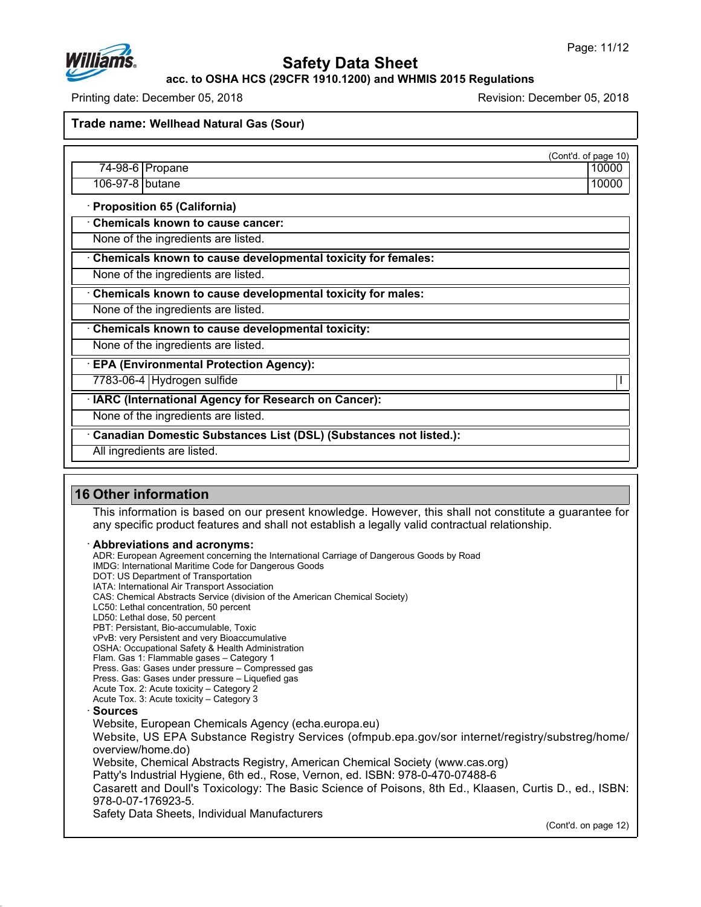**Trade name: Wellhead Natural Gas (Sour)**

(Cont'd. of page 10)

| | | |
|---|---|---|
| 74-98-6 | Propane | 10000 |
| 106-97-8 | butane | 10000 |

· **Proposition 65 (California)**

· **Chemicals known to cause cancer:**

None of the ingredients are listed.

· **Chemicals known to cause developmental toxicity for females:**

None of the ingredients are listed.

· **Chemicals known to cause developmental toxicity for males:**

None of the ingredients are listed.

· **Chemicals known to cause developmental toxicity:**

None of the ingredients are listed.

· **EPA (Environmental Protection Agency):**

| | | |
|---|---|---|
| 7783-06-4 | Hydrogen sulfide | I |

· **IARC (International Agency for Research on Cancer):**

None of the ingredients are listed.

· **Canadian Domestic Substances List (DSL) (Substances not listed.):**

All ingredients are listed.

## 16 Other information

This information is based on our present knowledge. However, this shall not constitute a guarantee for any specific product features and shall not establish a legally valid contractual relationship.

· **Abbreviations and acronyms:**

ADR: European Agreement concerning the International Carriage of Dangerous Goods by Road
IMDG: International Maritime Code for Dangerous Goods
DOT: US Department of Transportation
IATA: International Air Transport Association
CAS: Chemical Abstracts Service (division of the American Chemical Society)
LC50: Lethal concentration, 50 percent
LD50: Lethal dose, 50 percent
PBT: Persistant, Bio-accumulable, Toxic
vPvB: very Persistent and very Bioaccumulative
OSHA: Occupational Safety & Health Administration
Flam. Gas 1: Flammable gases – Category 1
Press. Gas: Gases under pressure – Compressed gas
Press. Gas: Gases under pressure – Liquefied gas
Acute Tox. 2: Acute toxicity – Category 2
Acute Tox. 3: Acute toxicity – Category 3

· **Sources**

Website, European Chemicals Agency (echa.europa.eu)
Website, US EPA Substance Registry Services (ofmpub.epa.gov/sor internet/registry/substreg/home/overview/home.do)
Website, Chemical Abstracts Registry, American Chemical Society (www.cas.org)
Patty's Industrial Hygiene, 6th ed., Rose, Vernon, ed. ISBN: 978-0-470-07488-6
Casarett and Doull's Toxicology: The Basic Science of Poisons, 8th Ed., Klaasen, Curtis D., ed., ISBN: 978-0-07-176923-5.
Safety Data Sheets, Individual Manufacturers

(Cont'd. on page 12)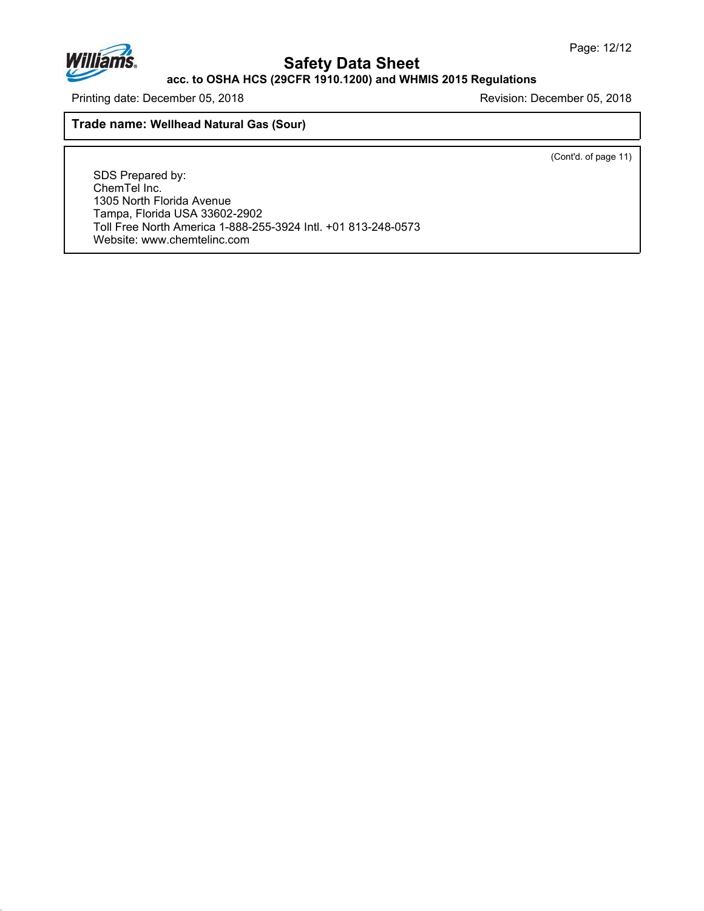Trade name: **Wellhead Natural Gas (Sour)**

(Cont'd. of page 11)

SDS Prepared by:
ChemTel Inc.
1305 North Florida Avenue
Tampa, Florida USA 33602-2902
Toll Free North America 1-888-255-3924 Intl. +01 813-248-0573
Website: www.chemtelinc.com